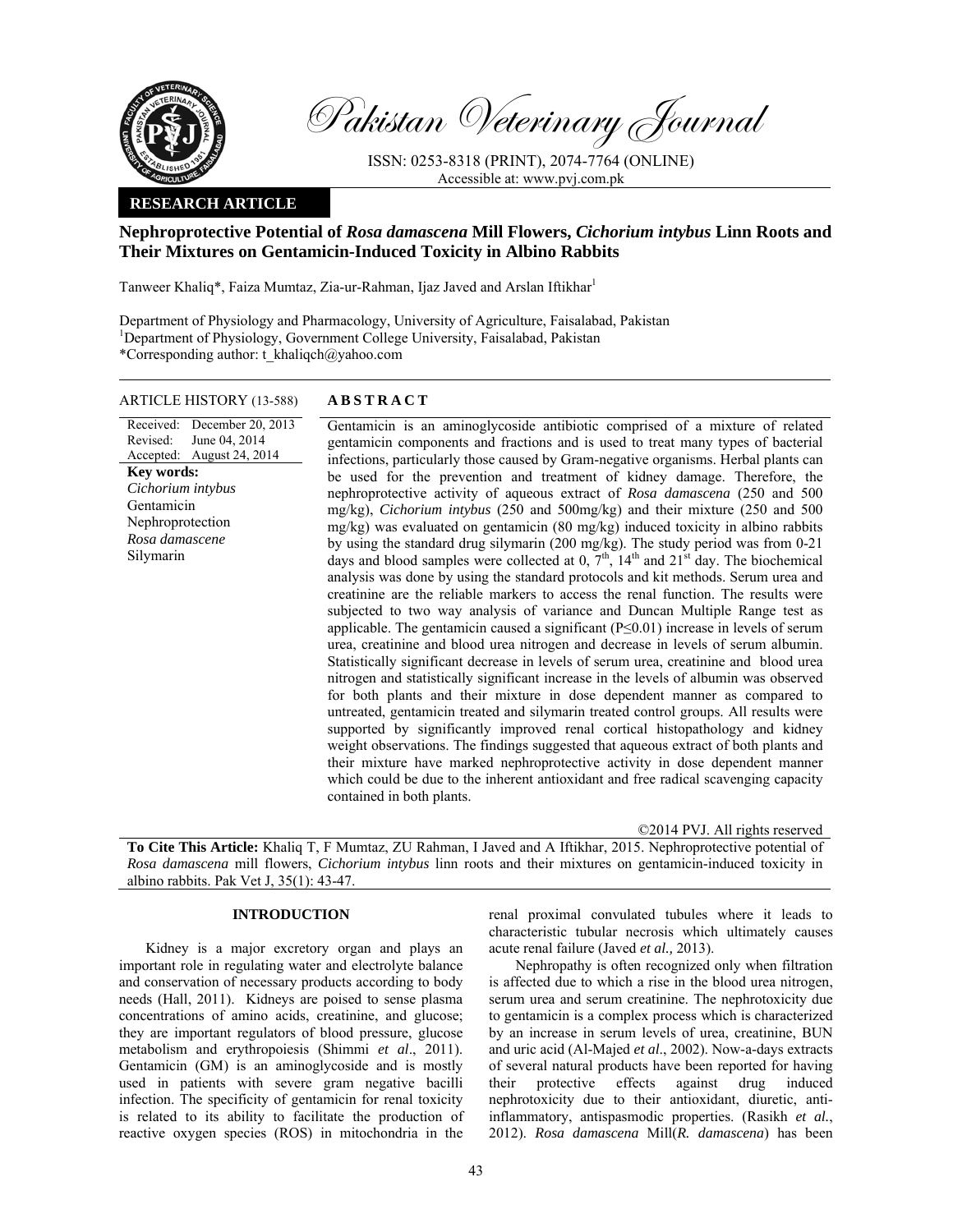# Pakistan Veterinary Journal

ISSN: 0253-8318 (PRINT), 2074-7764 (ONLINE)
Accessible at: www.pvj.com.pk

**RESEARCH ARTICLE**

## Nephroprotective Potential of *Rosa damascena* Mill Flowers, *Cichorium intybus* Linn Roots and Their Mixtures on Gentamicin-Induced Toxicity in Albino Rabbits

Tanweer Khaliq*, Faiza Mumtaz, Zia-ur-Rahman, Ijaz Javed and Arslan Iftikhar[1]

Department of Physiology and Pharmacology, University of Agriculture, Faisalabad, Pakistan
[1]Department of Physiology, Government College University, Faisalabad, Pakistan
*Corresponding author: t_khaliqch@yahoo.com

**ARTICLE HISTORY** (13-588)

Received: December 20, 2013
Revised: June 04, 2014
Accepted: August 24, 2014

**Key words:**
*Cichorium intybus*
Gentamicin
Nephroprotection
*Rosa damascene*
Silymarin

**ABSTRACT**

Gentamicin is an aminoglycoside antibiotic comprised of a mixture of related gentamicin components and fractions and is used to treat many types of bacterial infections, particularly those caused by Gram-negative organisms. Herbal plants can be used for the prevention and treatment of kidney damage. Therefore, the nephroprotective activity of aqueous extract of *Rosa damascena* (250 and 500 mg/kg), *Cichorium intybus* (250 and 500mg/kg) and their mixture (250 and 500 mg/kg) was evaluated on gentamicin (80 mg/kg) induced toxicity in albino rabbits by using the standard drug silymarin (200 mg/kg). The study period was from 0-21 days and blood samples were collected at 0, 7th, 14th and 21st day. The biochemical analysis was done by using the standard protocols and kit methods. Serum urea and creatinine are the reliable markers to access the renal function. The results were subjected to two way analysis of variance and Duncan Multiple Range test as applicable. The gentamicin caused a significant ($P \leq 0.01$) increase in levels of serum urea, creatinine and blood urea nitrogen and decrease in levels of serum albumin. Statistically significant decrease in levels of serum urea, creatinine and blood urea nitrogen and statistically significant increase in the levels of albumin was observed for both plants and their mixture in dose dependent manner as compared to untreated, gentamicin treated and silymarin treated control groups. All results were supported by significantly improved renal cortical histopathology and kidney weight observations. The findings suggested that aqueous extract of both plants and their mixture have marked nephroprotective activity in dose dependent manner which could be due to the inherent antioxidant and free radical scavenging capacity contained in both plants.

©2014 PVJ. All rights reserved

**To Cite This Article:** Khaliq T, F Mumtaz, ZU Rahman, I Javed and A Iftikhar, 2015. Nephroprotective potential of *Rosa damascena* mill flowers, *Cichorium intybus* linn roots and their mixtures on gentamicin-induced toxicity in albino rabbits. Pak Vet J, 35(1): 43-47.

## INTRODUCTION

Kidney is a major excretory organ and plays an important role in regulating water and electrolyte balance and conservation of necessary products according to body needs (Hall, 2011). Kidneys are poised to sense plasma concentrations of amino acids, creatinine, and glucose; they are important regulators of blood pressure, glucose metabolism and erythropoiesis (Shimmi *et al*., 2011). Gentamicin (GM) is an aminoglycoside and is mostly used in patients with severe gram negative bacilli infection. The specificity of gentamicin for renal toxicity is related to its ability to facilitate the production of reactive oxygen species (ROS) in mitochondria in the renal proximal convulated tubules where it leads to characteristic tubular necrosis which ultimately causes acute renal failure (Javed *et al.,* 2013).

Nephropathy is often recognized only when filtration is affected due to which a rise in the blood urea nitrogen, serum urea and serum creatinine. The nephrotoxicity due to gentamicin is a complex process which is characterized by an increase in serum levels of urea, creatinine, BUN and uric acid (Al-Majed *et al*., 2002). Now-a-days extracts of several natural products have been reported for having their protective effects against drug induced nephrotoxicity due to their antioxidant, diuretic, anti-inflammatory, antispasmodic properties. (Rasikh *et al.*, 2012). *Rosa damascena* Mill(*R. damascena*) has been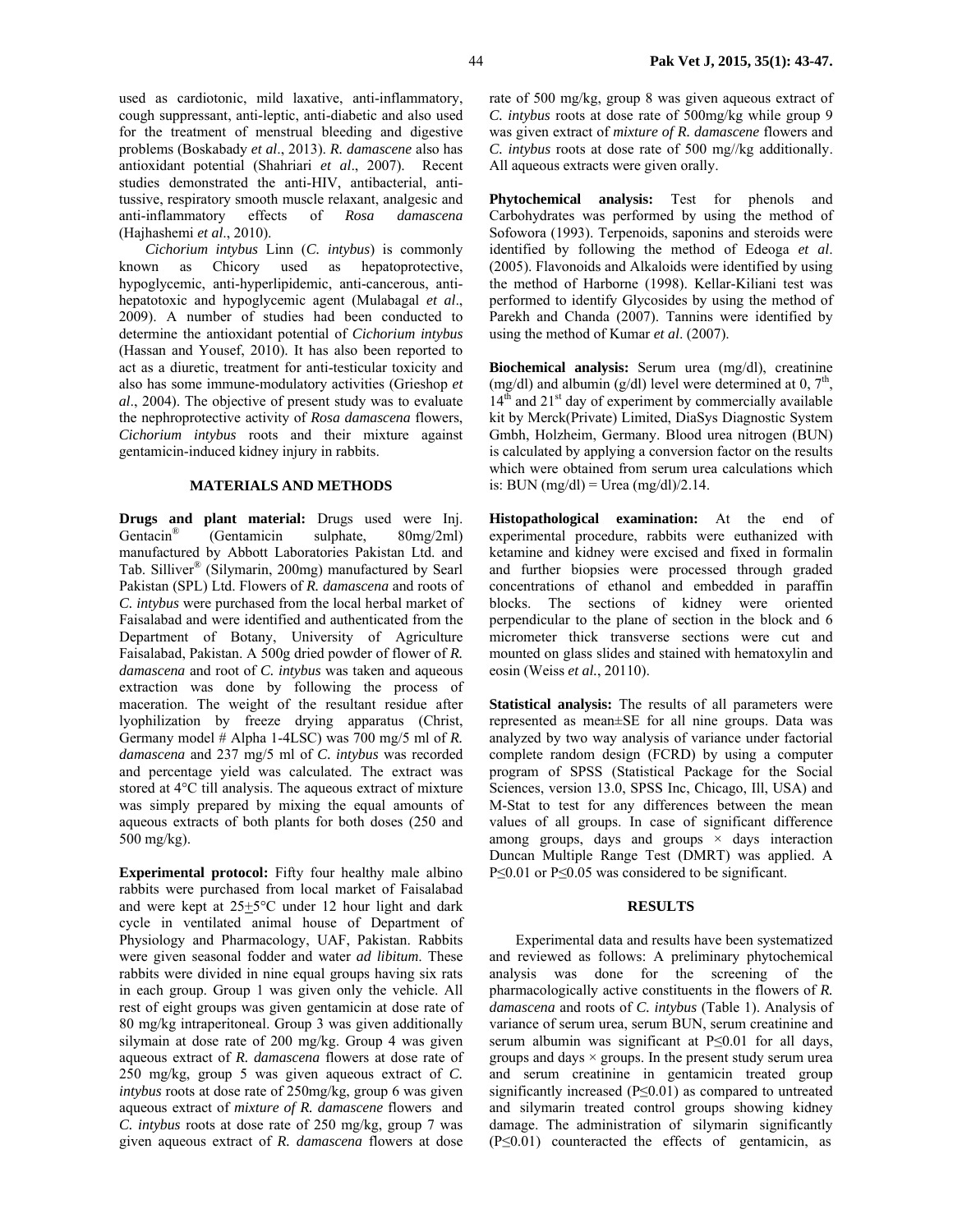used as cardiotonic, mild laxative, anti-inflammatory, cough suppressant, anti-leptic, anti-diabetic and also used for the treatment of menstrual bleeding and digestive problems (Boskabady *et al*., 2013). *R. damascene* also has antioxidant potential (Shahriari *et al*., 2007). Recent studies demonstrated the anti-HIV, antibacterial, anti-tussive, respiratory smooth muscle relaxant, analgesic and anti-inflammatory effects of *Rosa damascena* (Hajhashemi *et al*., 2010).

*Cichorium intybus* Linn (*C. intybus*) is commonly known as Chicory used as hepatoprotective, hypoglycemic, anti-hyperlipidemic, anti-cancerous, anti-hepatotoxic and hypoglycemic agent (Mulabagal *et al*., 2009). A number of studies had been conducted to determine the antioxidant potential of *Cichorium intybus* (Hassan and Yousef, 2010). It has also been reported to act as a diuretic, treatment for anti-testicular toxicity and also has some immune-modulatory activities (Grieshop *et al*., 2004). The objective of present study was to evaluate the nephroprotective activity of *Rosa damascena* flowers, *Cichorium intybus* roots and their mixture against gentamicin-induced kidney injury in rabbits.

## MATERIALS AND METHODS

**Drugs and plant material:** Drugs used were Inj. Gentacin® (Gentamicin sulphate, 80mg/2ml) manufactured by Abbott Laboratories Pakistan Ltd. and Tab. Silliver® (Silymarin, 200mg) manufactured by Searl Pakistan (SPL) Ltd. Flowers of *R. damascena* and roots of *C. intybus* were purchased from the local herbal market of Faisalabad and were identified and authenticated from the Department of Botany, University of Agriculture Faisalabad, Pakistan. A 500g dried powder of flower of *R. damascena* and root of *C. intybus* was taken and aqueous extraction was done by following the process of maceration. The weight of the resultant residue after lyophilization by freeze drying apparatus (Christ, Germany model # Alpha 1-4LSC) was 700 mg/5 ml of *R. damascena* and 237 mg/5 ml of *C. intybus* was recorded and percentage yield was calculated. The extract was stored at 4°C till analysis. The aqueous extract of mixture was simply prepared by mixing the equal amounts of aqueous extracts of both plants for both doses (250 and 500 mg/kg).

**Experimental protocol:** Fifty four healthy male albino rabbits were purchased from local market of Faisalabad and were kept at 25±5°C under 12 hour light and dark cycle in ventilated animal house of Department of Physiology and Pharmacology, UAF, Pakistan. Rabbits were given seasonal fodder and water *ad libitum*. These rabbits were divided in nine equal groups having six rats in each group. Group 1 was given only the vehicle. All rest of eight groups was given gentamicin at dose rate of 80 mg/kg intraperitoneal. Group 3 was given additionally silymain at dose rate of 200 mg/kg. Group 4 was given aqueous extract of *R. damascena* flowers at dose rate of 250 mg/kg, group 5 was given aqueous extract of *C. intybus* roots at dose rate of 250mg/kg, group 6 was given aqueous extract of *mixture of R. damascene* flowers and *C. intybus* roots at dose rate of 250 mg/kg, group 7 was given aqueous extract of *R. damascena* flowers at dose rate of 500 mg/kg, group 8 was given aqueous extract of *C. intybus* roots at dose rate of 500mg/kg while group 9 was given extract of *mixture of R. damascene* flowers and *C. intybus* roots at dose rate of 500 mg//kg additionally. All aqueous extracts were given orally.

**Phytochemical analysis:** Test for phenols and Carbohydrates was performed by using the method of Sofowora (1993). Terpenoids, saponins and steroids were identified by following the method of Edeoga *et al*. (2005). Flavonoids and Alkaloids were identified by using the method of Harborne (1998). Kellar-Kiliani test was performed to identify Glycosides by using the method of Parekh and Chanda (2007). Tannins were identified by using the method of Kumar *et al*. (2007).

**Biochemical analysis:** Serum urea (mg/dl), creatinine (mg/dl) and albumin (g/dl) level were determined at 0, 7th, 14th and 21st day of experiment by commercially available kit by Merck(Private) Limited, DiaSys Diagnostic System Gmbh, Holzheim, Germany. Blood urea nitrogen (BUN) is calculated by applying a conversion factor on the results which were obtained from serum urea calculations which is: BUN (mg/dl) = Urea (mg/dl)/2.14.

**Histopathological examination:** At the end of experimental procedure, rabbits were euthanized with ketamine and kidney were excised and fixed in formalin and further biopsies were processed through graded concentrations of ethanol and embedded in paraffin blocks. The sections of kidney were oriented perpendicular to the plane of section in the block and 6 micrometer thick transverse sections were cut and mounted on glass slides and stained with hematoxylin and eosin (Weiss *et al.*, 20110).

**Statistical analysis:** The results of all parameters were represented as mean±SE for all nine groups. Data was analyzed by two way analysis of variance under factorial complete random design (FCRD) by using a computer program of SPSS (Statistical Package for the Social Sciences, version 13.0, SPSS Inc, Chicago, Ill, USA) and M-Stat to test for any differences between the mean values of all groups. In case of significant difference among groups, days and groups × days interaction Duncan Multiple Range Test (DMRT) was applied. A $P \leq 0.01$ or $P \leq 0.05$ was considered to be significant.

## RESULTS

Experimental data and results have been systematized and reviewed as follows: A preliminary phytochemical analysis was done for the screening of the pharmacologically active constituents in the flowers of *R. damascena* and roots of *C. intybus* (Table 1). Analysis of variance of serum urea, serum BUN, serum creatinine and serum albumin was significant at $P \leq 0.01$ for all days, groups and days × groups. In the present study serum urea and serum creatinine in gentamicin treated group significantly increased ($P \leq 0.01$) as compared to untreated and silymarin treated control groups showing kidney damage. The administration of silymarin significantly ($P \leq 0.01$) counteracted the effects of gentamicin, as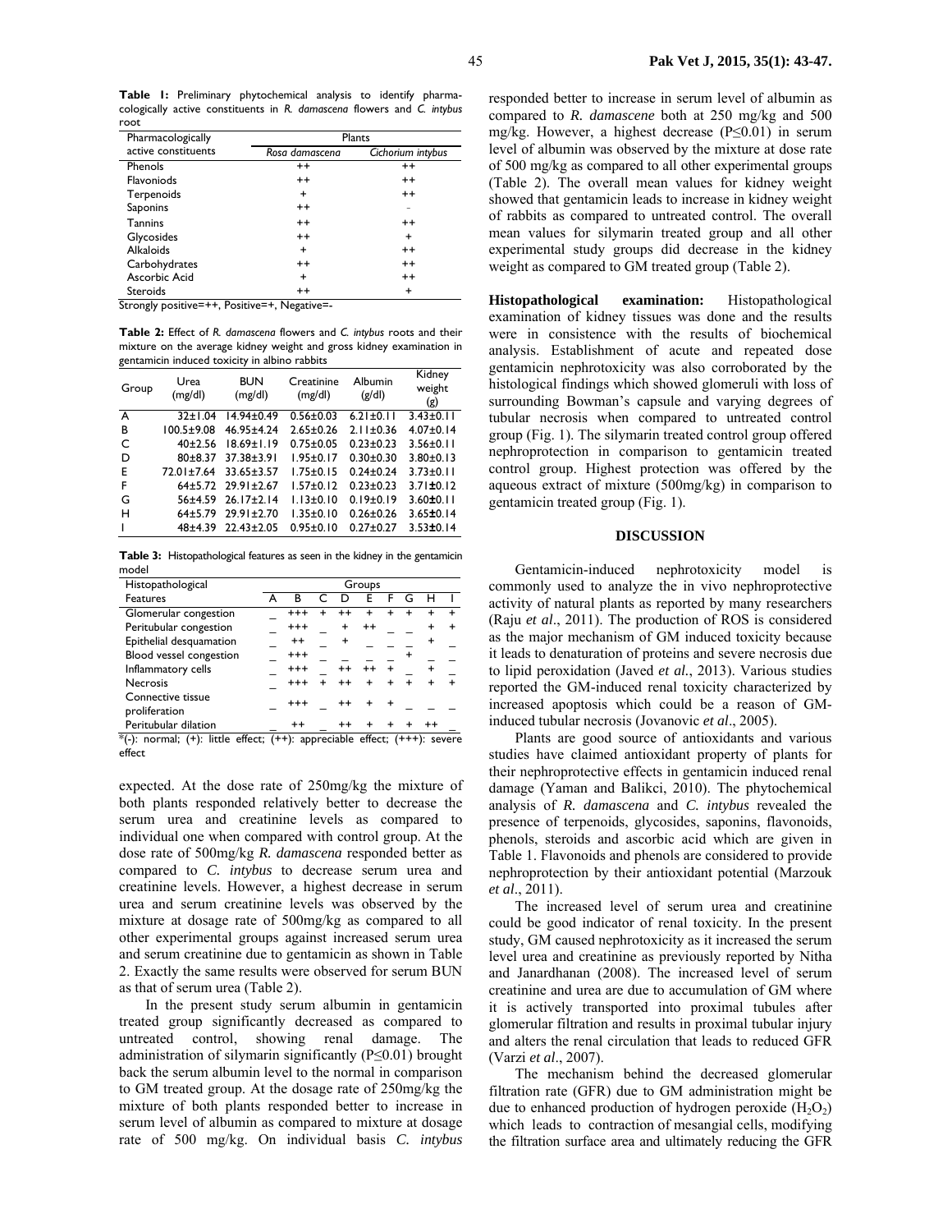**Table 1:** Preliminary phytochemical analysis to identify pharmacologically active constituents in *R. damascena* flowers and *C. intybus* root

| Pharmacologically active constituents | Plants | |
|---|---|---|
| | *Rosa damascena* | *Cichorium intybus* |
| Phenols | ++ | ++ |
| Flavoniods | ++ | ++ |
| Terpenoids | + | ++ |
| Saponins | ++ | - |
| Tannins | ++ | ++ |
| Glycosides | ++ | + |
| Alkaloids | + | ++ |
| Carbohydrates | ++ | ++ |
| Ascorbic Acid | + | ++ |
| Steroids | ++ | + |

Strongly positive=++, Positive=+, Negative=-

**Table 2:** Effect of *R. damascena* flowers and *C. intybus* roots and their mixture on the average kidney weight and gross kidney examination in gentamicin induced toxicity in albino rabbits

| Group | Urea (mg/dl) | BUN (mg/dl) | Creatinine (mg/dl) | Albumin (g/dl) | Kidney weight (g) |
|---|---|---|---|---|---|
| A | 32±1.04 | 14.94±0.49 | 0.56±0.03 | 6.21±0.11 | 3.43±0.11 |
| B | 100.5±9.08 | 46.95±4.24 | 2.65±0.26 | 2.11±0.36 | 4.07±0.14 |
| C | 40±2.56 | 18.69±1.19 | 0.75±0.05 | 0.23±0.23 | 3.56±0.11 |
| D | 80±8.37 | 37.38±3.91 | 1.95±0.17 | 0.30±0.30 | 3.80±0.13 |
| E | 72.01±7.64 | 33.65±3.57 | 1.75±0.15 | 0.24±0.24 | 3.73±0.11 |
| F | 64±5.72 | 29.91±2.67 | 1.57±0.12 | 0.23±0.23 | 3.71±0.12 |
| G | 56±4.59 | 26.17±2.14 | 1.13±0.10 | 0.19±0.19 | 3.60±0.11 |
| H | 64±5.79 | 29.91±2.70 | 1.35±0.10 | 0.26±0.26 | 3.65±0.14 |
| I | 48±4.39 | 22.43±2.05 | 0.95±0.10 | 0.27±0.27 | 3.53±0.14 |

**Table 3:** Histopathological features as seen in the kidney in the gentamicin model

| Histopathological Features | Groups | | | | | | | | |
|---|---|---|---|---|---|---|---|---|---|
| | A | B | C | D | E | F | G | H | I |
| Glomerular congestion | _ | +++ | + | ++ | + | + | + | + | + |
| Peritubular congestion | _ | +++ | _ | + | ++ | _ | _ | + | + |
| Epithelial desquamation | _ | ++ | _ | + | _ | _ | _ | + | _ |
| Blood vessel congestion | _ | +++ | _ | _ | _ | _ | + | _ | _ |
| Inflammatory cells | _ | +++ | _ | ++ | ++ | + | _ | + | _ |
| Necrosis | _ | +++ | + | ++ | + | + | + | + | + |
| Connective tissue proliferation | _ | +++ | _ | ++ | + | + | _ | _ | _ |
| Peritubular dilation | _ | ++ | _ | ++ | + | + | + | ++ | _ |

*(-): normal; (+): little effect; (++): appreciable effect; (+++): severe effect

expected. At the dose rate of 250mg/kg the mixture of both plants responded relatively better to decrease the serum urea and creatinine levels as compared to individual one when compared with control group. At the dose rate of 500mg/kg *R. damascena* responded better as compared to *C. intybus* to decrease serum urea and creatinine levels. However, a highest decrease in serum urea and serum creatinine levels was observed by the mixture at dosage rate of 500mg/kg as compared to all other experimental groups against increased serum urea and serum creatinine due to gentamicin as shown in Table 2. Exactly the same results were observed for serum BUN as that of serum urea (Table 2).

In the present study serum albumin in gentamicin treated group significantly decreased as compared to untreated control, showing renal damage. The administration of silymarin significantly ($P \leq 0.01$) brought back the serum albumin level to the normal in comparison to GM treated group. At the dosage rate of 250mg/kg the mixture of both plants responded better to increase in serum level of albumin as compared to mixture at dosage rate of 500 mg/kg. On individual basis *C. intybus* responded better to increase in serum level of albumin as compared to *R. damascene* both at 250 mg/kg and 500 mg/kg. However, a highest decrease ($P \leq 0.01$) in serum level of albumin was observed by the mixture at dose rate of 500 mg/kg as compared to all other experimental groups (Table 2). The overall mean values for kidney weight showed that gentamicin leads to increase in kidney weight of rabbits as compared to untreated control. The overall mean values for silymarin treated group and all other experimental study groups did decrease in the kidney weight as compared to GM treated group (Table 2).

**Histopathological examination:** Histopathological examination of kidney tissues was done and the results were in consistence with the results of biochemical analysis. Establishment of acute and repeated dose gentamicin nephrotoxicity was also corroborated by the histological findings which showed glomeruli with loss of surrounding Bowman's capsule and varying degrees of tubular necrosis when compared to untreated control group (Fig. 1). The silymarin treated control group offered nephroprotection in comparison to gentamicin treated control group. Highest protection was offered by the aqueous extract of mixture (500mg/kg) in comparison to gentamicin treated group (Fig. 1).

## DISCUSSION

Gentamicin-induced nephrotoxicity model is commonly used to analyze the in vivo nephroprotective activity of natural plants as reported by many researchers (Raju *et al*., 2011). The production of ROS is considered as the major mechanism of GM induced toxicity because it leads to denaturation of proteins and severe necrosis due to lipid peroxidation (Javed *et al.*, 2013). Various studies reported the GM-induced renal toxicity characterized by increased apoptosis which could be a reason of GM-induced tubular necrosis (Jovanovic *et al*., 2005).

Plants are good source of antioxidants and various studies have claimed antioxidant property of plants for their nephroprotective effects in gentamicin induced renal damage (Yaman and Balikci, 2010). The phytochemical analysis of *R. damascena* and *C. intybus* revealed the presence of terpenoids, glycosides, saponins, flavonoids, phenols, steroids and ascorbic acid which are given in Table 1. Flavonoids and phenols are considered to provide nephroprotection by their antioxidant potential (Marzouk *et al*., 2011).

The increased level of serum urea and creatinine could be good indicator of renal toxicity. In the present study, GM caused nephrotoxicity as it increased the serum level urea and creatinine as previously reported by Nitha and Janardhanan (2008). The increased level of serum creatinine and urea are due to accumulation of GM where it is actively transported into proximal tubules after glomerular filtration and results in proximal tubular injury and alters the renal circulation that leads to reduced GFR (Varzi *et al*., 2007).

The mechanism behind the decreased glomerular filtration rate (GFR) due to GM administration might be due to enhanced production of hydrogen peroxide ($H_2O_2$) which leads to contraction of mesangial cells, modifying the filtration surface area and ultimately reducing the GFR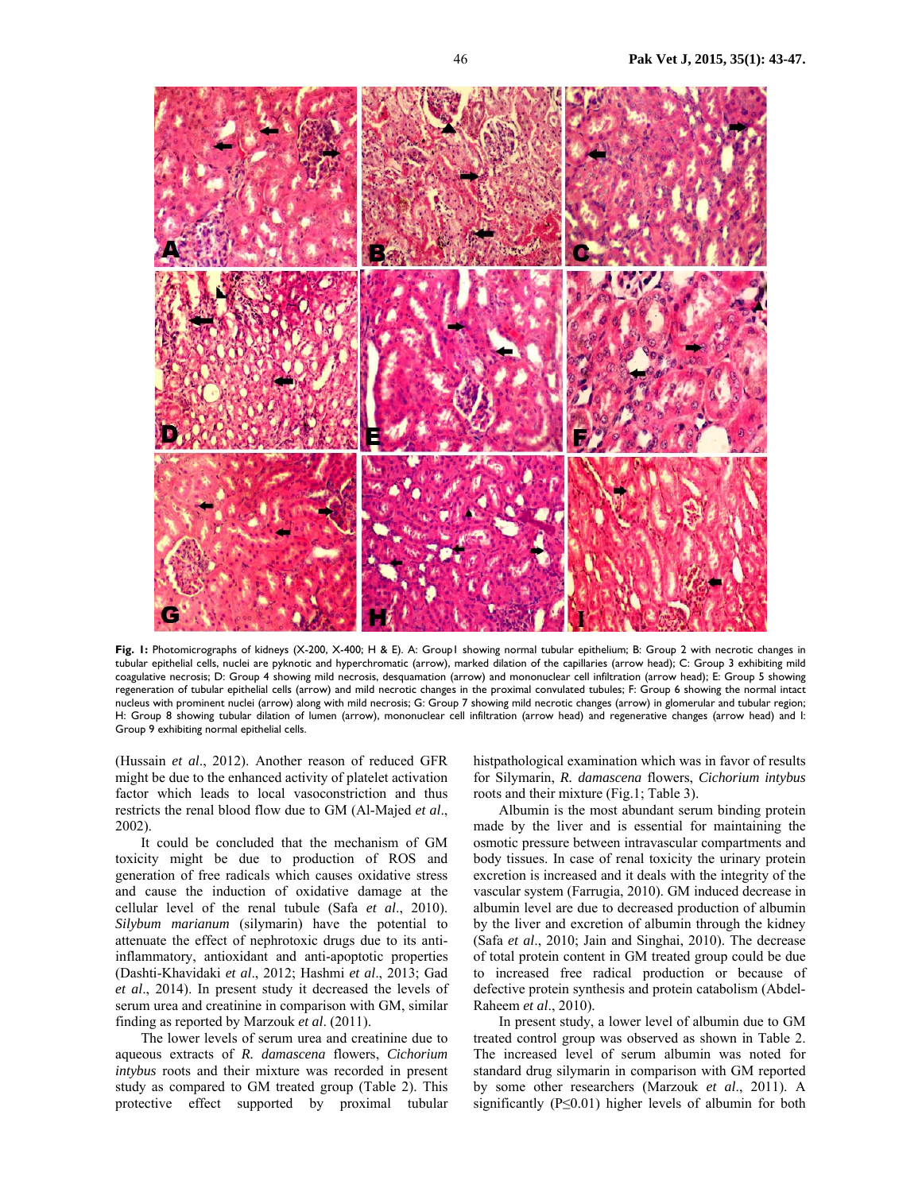Fig. 1: Photomicrographs of kidneys (X-200, X-400; H & E). A: Group1 showing normal tubular epithelium; B: Group 2 with necrotic changes in tubular epithelial cells, nuclei are pyknotic and hyperchromatic (arrow), marked dilation of the capillaries (arrow head); C: Group 3 exhibiting mild coagulative necrosis; D: Group 4 showing mild necrosis, desquamation (arrow) and mononuclear cell infiltration (arrow head); E: Group 5 showing regeneration of tubular epithelial cells (arrow) and mild necrotic changes in the proximal convulated tubules; F: Group 6 showing the normal intact nucleus with prominent nuclei (arrow) along with mild necrosis; G: Group 7 showing mild necrotic changes (arrow) in glomerular and tubular region; H: Group 8 showing tubular dilation of lumen (arrow), mononuclear cell infiltration (arrow head) and regenerative changes (arrow head) and I: Group 9 exhibiting normal epithelial cells.

(Hussain *et al*., 2012). Another reason of reduced GFR might be due to the enhanced activity of platelet activation factor which leads to local vasoconstriction and thus restricts the renal blood flow due to GM (Al-Majed *et al*., 2002).

It could be concluded that the mechanism of GM toxicity might be due to production of ROS and generation of free radicals which causes oxidative stress and cause the induction of oxidative damage at the cellular level of the renal tubule (Safa *et al*., 2010). *Silybum marianum* (silymarin) have the potential to attenuate the effect of nephrotoxic drugs due to its anti-inflammatory, antioxidant and anti-apoptotic properties (Dashti-Khavidaki *et al*., 2012; Hashmi *et al*., 2013; Gad *et al*., 2014). In present study it decreased the levels of serum urea and creatinine in comparison with GM, similar finding as reported by Marzouk *et al*. (2011).

The lower levels of serum urea and creatinine due to aqueous extracts of *R. damascena* flowers, *Cichorium intybus* roots and their mixture was recorded in present study as compared to GM treated group (Table 2). This protective effect supported by proximal tubular histpathological examination which was in favor of results for Silymarin, *R. damascena* flowers, *Cichorium intybus* roots and their mixture (Fig.1; Table 3).

Albumin is the most abundant serum binding protein made by the liver and is essential for maintaining the osmotic pressure between intravascular compartments and body tissues. In case of renal toxicity the urinary protein excretion is increased and it deals with the integrity of the vascular system (Farrugia, 2010). GM induced decrease in albumin level are due to decreased production of albumin by the liver and excretion of albumin through the kidney (Safa *et al*., 2010; Jain and Singhai, 2010). The decrease of total protein content in GM treated group could be due to increased free radical production or because of defective protein synthesis and protein catabolism (Abdel-Raheem *et al*., 2010).

In present study, a lower level of albumin due to GM treated control group was observed as shown in Table 2. The increased level of serum albumin was noted for standard drug silymarin in comparison with GM reported by some other researchers (Marzouk *et al*., 2011). A significantly ($P \leq 0.01$) higher levels of albumin for both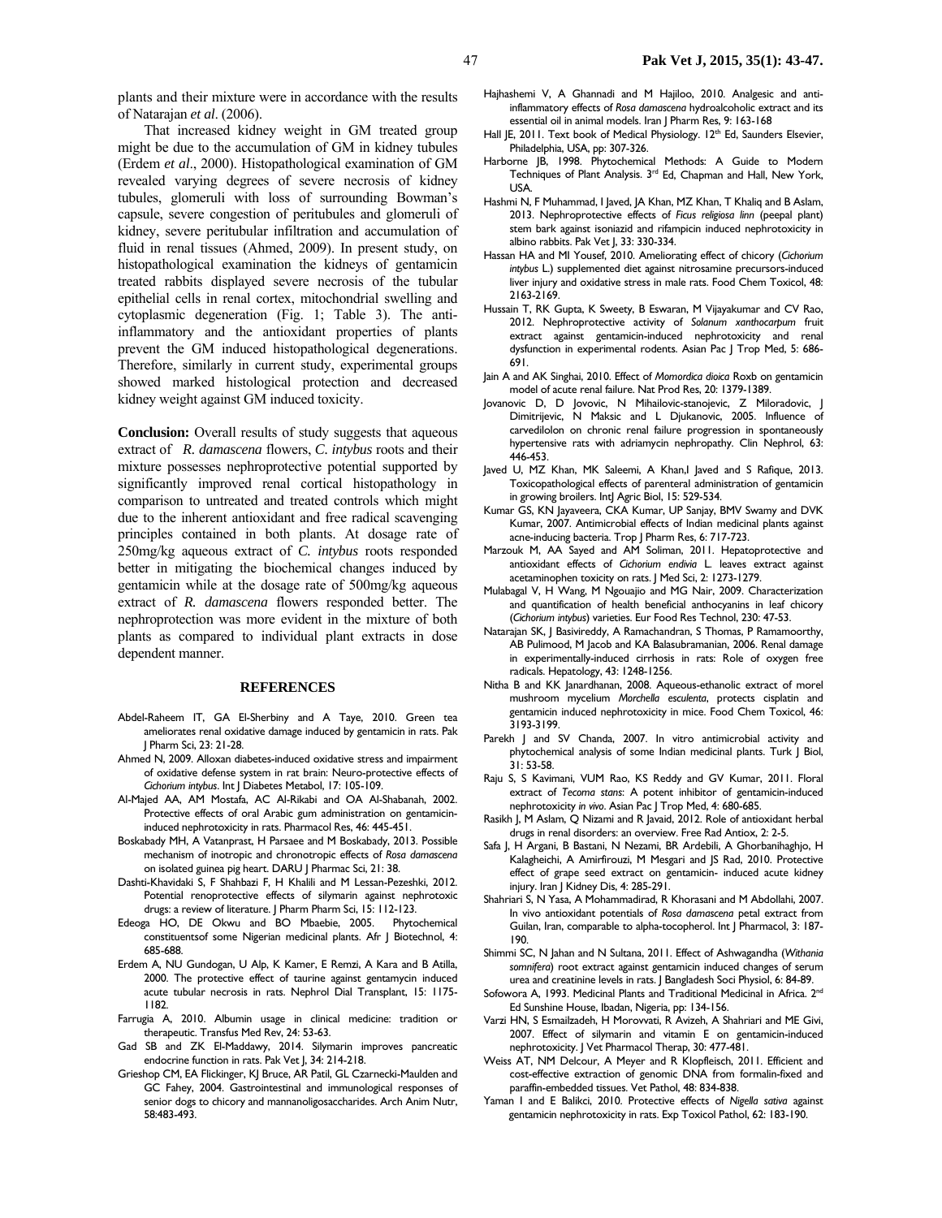plants and their mixture were in accordance with the results of Natarajan *et al*. (2006).

That increased kidney weight in GM treated group might be due to the accumulation of GM in kidney tubules (Erdem *et al*., 2000). Histopathological examination of GM revealed varying degrees of severe necrosis of kidney tubules, glomeruli with loss of surrounding Bowman's capsule, severe congestion of peritubules and glomeruli of kidney, severe peritubular infiltration and accumulation of fluid in renal tissues (Ahmed, 2009). In present study, on histopathological examination the kidneys of gentamicin treated rabbits displayed severe necrosis of the tubular epithelial cells in renal cortex, mitochondrial swelling and cytoplasmic degeneration (Fig. 1; Table 3). The anti-inflammatory and the antioxidant properties of plants prevent the GM induced histopathological degenerations. Therefore, similarly in current study, experimental groups showed marked histological protection and decreased kidney weight against GM induced toxicity.

**Conclusion:** Overall results of study suggests that aqueous extract of *R. damascena* flowers, *C. intybus* roots and their mixture possesses nephroprotective potential supported by significantly improved renal cortical histopathology in comparison to untreated and treated controls which might due to the inherent antioxidant and free radical scavenging principles contained in both plants. At dosage rate of 250mg/kg aqueous extract of *C. intybus* roots responded better in mitigating the biochemical changes induced by gentamicin while at the dosage rate of 500mg/kg aqueous extract of *R. damascena* flowers responded better. The nephroprotection was more evident in the mixture of both plants as compared to individual plant extracts in dose dependent manner.

## REFERENCES

Abdel-Raheem IT, GA El-Sherbiny and A Taye, 2010. Green tea ameliorates renal oxidative damage induced by gentamicin in rats. Pak J Pharm Sci, 23: 21-28.

Ahmed N, 2009. Alloxan diabetes-induced oxidative stress and impairment of oxidative defense system in rat brain: Neuro-protective effects of *Cichorium intybus*. Int J Diabetes Metabol, 17: 105-109.

Al-Majed AA, AM Mostafa, AC Al-Rikabi and OA Al-Shabanah, 2002. Protective effects of oral Arabic gum administration on gentamicin-induced nephrotoxicity in rats. Pharmacol Res, 46: 445-451.

Boskabady MH, A Vatanprast, H Parsaee and M Boskabady, 2013. Possible mechanism of inotropic and chronotropic effects of *Rosa damascena* on isolated guinea pig heart. DARU J Pharmac Sci, 21: 38.

Dashti-Khavidaki S, F Shahbazi F, H Khalili and M Lessan-Pezeshki, 2012. Potential renoprotective effects of silymarin against nephrotoxic drugs: a review of literature. J Pharm Pharm Sci, 15: 112-123.

Edeoga HO, DE Okwu and BO Mbaebie, 2005. Phytochemical constituentsof some Nigerian medicinal plants. Afr J Biotechnol, 4: 685-688.

Erdem A, NU Gundogan, U Alp, K Kamer, E Remzi, A Kara and B Atilla, 2000. The protective effect of taurine against gentamycin induced acute tubular necrosis in rats. Nephrol Dial Transplant, 15: 1175-1182.

Farrugia A, 2010. Albumin usage in clinical medicine: tradition or therapeutic. Transfus Med Rev, 24: 53-63.

Gad SB and ZK El-Maddawy, 2014. Silymarin improves pancreatic endocrine function in rats. Pak Vet J, 34: 214-218.

Grieshop CM, EA Flickinger, KJ Bruce, AR Patil, GL Czarnecki-Maulden and GC Fahey, 2004. Gastrointestinal and immunological responses of senior dogs to chicory and mannanoligosaccharides. Arch Anim Nutr, 58:483-493.

Hajhashemi V, A Ghannadi and M Hajiloo, 2010. Analgesic and anti-inflammatory effects of *Rosa damascena* hydroalcoholic extract and its essential oil in animal models. Iran J Pharm Res, 9: 163-168

Hall JE, 2011. Text book of Medical Physiology. 12th Ed, Saunders Elsevier, Philadelphia, USA, pp: 307-326.

Harborne JB, 1998. Phytochemical Methods: A Guide to Modern Techniques of Plant Analysis. 3rd Ed, Chapman and Hall, New York, USA.

Hashmi N, F Muhammad, I Javed, JA Khan, MZ Khan, T Khaliq and B Aslam, 2013. Nephroprotective effects of *Ficus religiosa linn* (peepal plant) stem bark against isoniazid and rifampicin induced nephrotoxicity in albino rabbits. Pak Vet J, 33: 330-334.

Hassan HA and MI Yousef, 2010. Ameliorating effect of chicory (*Cichorium intybus* L.) supplemented diet against nitrosamine precursors-induced liver injury and oxidative stress in male rats. Food Chem Toxicol, 48: 2163-2169.

Hussain T, RK Gupta, K Sweety, B Eswaran, M Vijayakumar and CV Rao, 2012. Nephroprotective activity of *Solanum xanthocarpum* fruit extract against gentamicin-induced nephrotoxicity and renal dysfunction in experimental rodents. Asian Pac J Trop Med, 5: 686-691.

Jain A and AK Singhai, 2010. Effect of *Momordica dioica* Roxb on gentamicin model of acute renal failure. Nat Prod Res, 20: 1379-1389.

Jovanovic D, D Jovovic, N Mihailovic-stanojevic, Z Miloradovic, J Dimitrijevic, N Maksic and L Djukanovic, 2005. Influence of carvedilolon on chronic renal failure progression in spontaneously hypertensive rats with adriamycin nephropathy. Clin Nephrol, 63: 446-453.

Javed U, MZ Khan, MK Saleemi, A Khan,I Javed and S Rafique, 2013. Toxicopathological effects of parenteral administration of gentamicin in growing broilers. Intj Agric Biol, 15: 529-534.

Kumar GS, KN Jayaveera, CKA Kumar, UP Sanjay, BMV Swamy and DVK Kumar, 2007. Antimicrobial effects of Indian medicinal plants against acne-inducing bacteria. Trop J Pharm Res, 6: 717-723.

Marzouk M, AA Sayed and AM Soliman, 2011. Hepatoprotective and antioxidant effects of *Cichorium endivia* L. leaves extract against acetaminophen toxicity on rats. J Med Sci, 2: 1273-1279.

Mulabagal V, H Wang, M Ngouajio and MG Nair, 2009. Characterization and quantification of health beneficial anthocyanins in leaf chicory (*Cichorium intybus*) varieties. Eur Food Res Technol, 230: 47-53.

Natarajan SK, J Basivireddy, A Ramachandran, S Thomas, P Ramamoorthy, AB Pulimood, M Jacob and KA Balasubramanian, 2006. Renal damage in experimentally-induced cirrhosis in rats: Role of oxygen free radicals. Hepatology, 43: 1248-1256.

Nitha B and KK Janardhanan, 2008. Aqueous-ethanolic extract of morel mushroom mycelium *Morchella esculenta*, protects cisplatin and gentamicin induced nephrotoxicity in mice. Food Chem Toxicol, 46: 3193-3199.

Parekh J and SV Chanda, 2007. In vitro antimicrobial activity and phytochemical analysis of some Indian medicinal plants. Turk J Biol, 31: 53-58.

Raju S, S Kavimani, VUM Rao, KS Reddy and GV Kumar, 2011. Floral extract of *Tecoma stans*: A potent inhibitor of gentamicin-induced nephrotoxicity *in vivo*. Asian Pac J Trop Med, 4: 680-685.

Rasikh J, M Aslam, Q Nizami and R Javaid, 2012. Role of antioxidant herbal drugs in renal disorders: an overview. Free Rad Antiox, 2: 2-5.

Safa J, H Argani, B Bastani, N Nezami, BR Ardebili, A Ghorbanihaghjo, H Kalagheichi, A Amirfirouzi, M Mesgari and JS Rad, 2010. Protective effect of grape seed extract on gentamicin- induced acute kidney injury. Iran J Kidney Dis, 4: 285-291.

Shahriari S, N Yasa, A Mohammadirad, R Khorasani and M Abdollahi, 2007. In vivo antioxidant potentials of *Rosa damascena* petal extract from Guilan, Iran, comparable to alpha-tocopherol. Int J Pharmacol, 3: 187-190.

Shimmi SC, N Jahan and N Sultana, 2011. Effect of Ashwagandha (*Withania somnifera*) root extract against gentamicin induced changes of serum urea and creatinine levels in rats. J Bangladesh Soci Physiol, 6: 84-89.

Sofowora A, 1993. Medicinal Plants and Traditional Medicinal in Africa. 2nd Ed Sunshine House, Ibadan, Nigeria, pp: 134-156.

Varzi HN, S Esmailzadeh, H Morovvati, R Avizeh, A Shahriari and ME Givi, 2007. Effect of silymarin and vitamin E on gentamicin-induced nephrotoxicity. J Vet Pharmacol Therap, 30: 477-481.

Weiss AT, NM Delcour, A Meyer and R Klopfleisch, 2011. Efficient and cost-effective extraction of genomic DNA from formalin-fixed and paraffin-embedded tissues. Vet Pathol, 48: 834-838.

Yaman I and E Balikci, 2010. Protective effects of *Nigella sativa* against gentamicin nephrotoxicity in rats. Exp Toxicol Pathol, 62: 183-190.